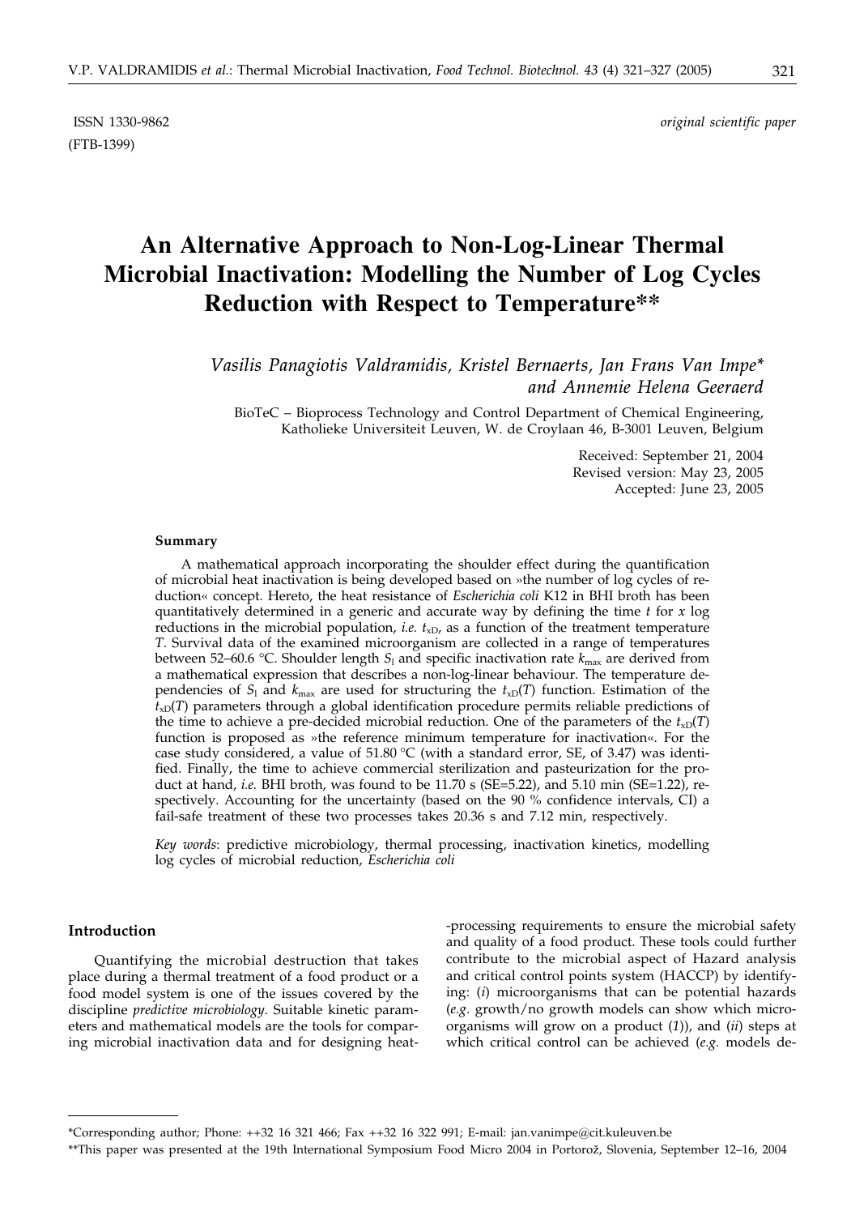ISSN 1330-9862 *original scientific paper*

(FTB-1399)

# An Alternative Approach to Non-Log-Linear Thermal Microbial Inactivation: Modelling the Number of Log Cycles Reduction with Respect to Temperature**

*Vasilis Panagiotis Valdramidis, Kristel Bernaerts, Jan Frans Van Impe* and Annemie Helena Geeraerd*

BioTeC – Bioprocess Technology and Control Department of Chemical Engineering, Katholieke Universiteit Leuven, W. de Croylaan 46, B-3001 Leuven, Belgium

Received: September 21, 2004
Revised version: May 23, 2005
Accepted: June 23, 2005

#### Summary

A mathematical approach incorporating the shoulder effect during the quantification of microbial heat inactivation is being developed based on »the number of log cycles of reduction« concept. Hereto, the heat resistance of *Escherichia coli* K12 in BHI broth has been quantitatively determined in a generic and accurate way by defining the time *t* for *x* log reductions in the microbial population, *i.e.* $t_{xD}$, as a function of the treatment temperature *T*. Survival data of the examined microorganism are collected in a range of temperatures between 52–60.6 °C. Shoulder length $S_l$ and specific inactivation rate $k_{max}$ are derived from a mathematical expression that describes a non-log-linear behaviour. The temperature dependencies of $S_l$ and $k_{max}$ are used for structuring the $t_{xD}(T)$ function. Estimation of the $t_{xD}(T)$ parameters through a global identification procedure permits reliable predictions of the time to achieve a pre-decided microbial reduction. One of the parameters of the $t_{xD}(T)$ function is proposed as »the reference minimum temperature for inactivation«. For the case study considered, a value of 51.80 °C (with a standard error, SE, of 3.47) was identified. Finally, the time to achieve commercial sterilization and pasteurization for the product at hand, *i.e.* BHI broth, was found to be 11.70 s (SE=5.22), and 5.10 min (SE=1.22), respectively. Accounting for the uncertainty (based on the 90 % confidence intervals, CI) a fail-safe treatment of these two processes takes 20.36 s and 7.12 min, respectively.

*Key words*: predictive microbiology, thermal processing, inactivation kinetics, modelling log cycles of microbial reduction, *Escherichia coli*

#### Introduction

Quantifying the microbial destruction that takes place during a thermal treatment of a food product or a food model system is one of the issues covered by the discipline *predictive microbiology*. Suitable kinetic parameters and mathematical models are the tools for comparing microbial inactivation data and for designing heat-processing requirements to ensure the microbial safety and quality of a food product. These tools could further contribute to the microbial aspect of Hazard analysis and critical control points system (HACCP) by identifying: (*i*) microorganisms that can be potential hazards (*e.g.* growth/no growth models can show which microorganisms will grow on a product (*1*)), and (*ii*) steps at which critical control can be achieved (*e.g.* models de-

---

*Corresponding author; Phone: ++32 16 321 466; Fax ++32 16 322 991; E-mail: jan.vanimpe@cit.kuleuven.be

**This paper was presented at the 19th International Symposium Food Micro 2004 in Portorož, Slovenia, September 12–16, 2004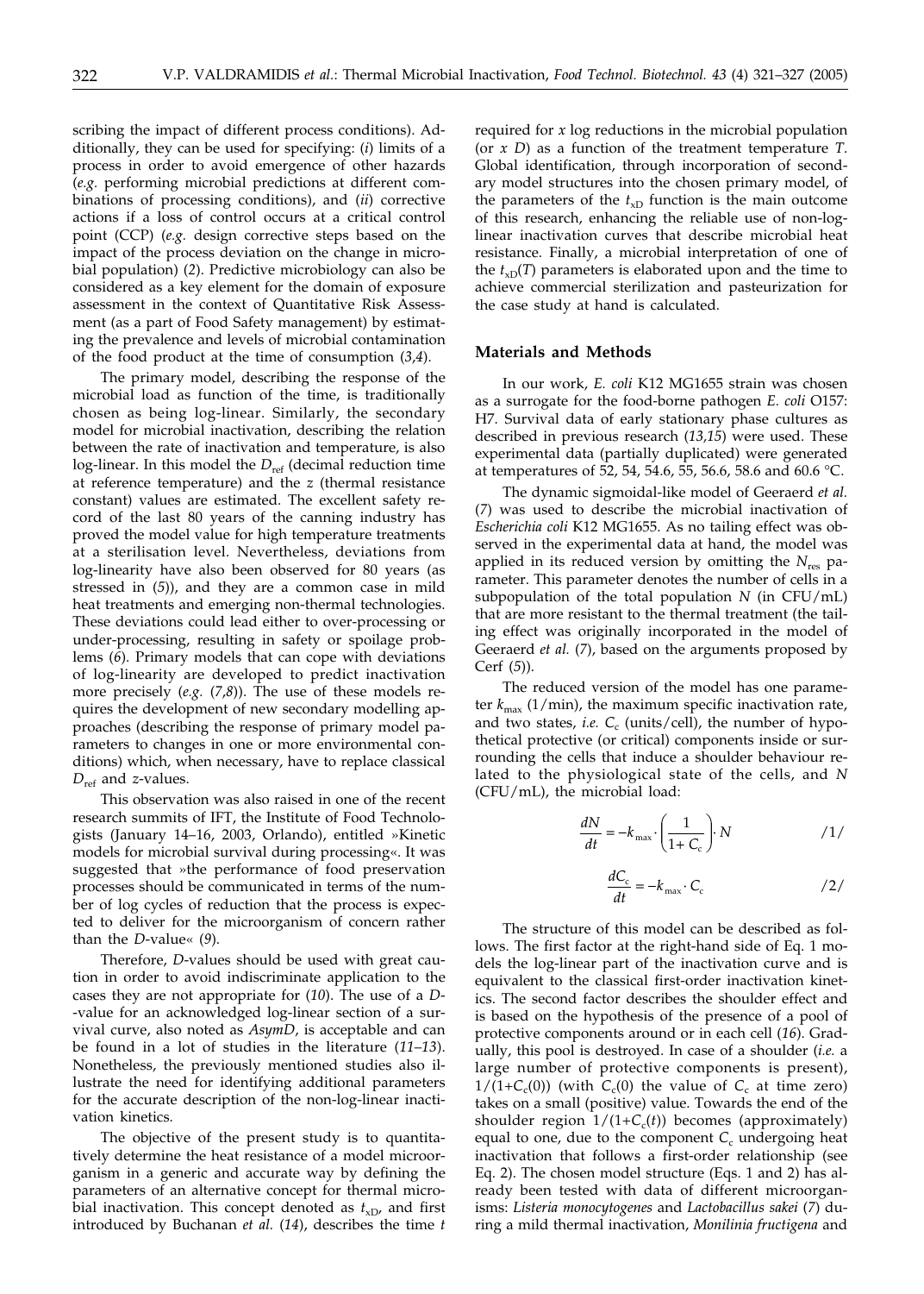scribing the impact of different process conditions). Additionally, they can be used for specifying: (*i*) limits of a process in order to avoid emergence of other hazards (*e.g.* performing microbial predictions at different combinations of processing conditions), and (*ii*) corrective actions if a loss of control occurs at a critical control point (CCP) (*e.g.* design corrective steps based on the impact of the process deviation on the change in microbial population) (*2*). Predictive microbiology can also be considered as a key element for the domain of exposure assessment in the context of Quantitative Risk Assessment (as a part of Food Safety management) by estimating the prevalence and levels of microbial contamination of the food product at the time of consumption (*3,4*).

The primary model, describing the response of the microbial load as function of the time, is traditionally chosen as being log-linear. Similarly, the secondary model for microbial inactivation, describing the relation between the rate of inactivation and temperature, is also log-linear. In this model the $D_{ref}$ (decimal reduction time at reference temperature) and the *z* (thermal resistance constant) values are estimated. The excellent safety record of the last 80 years of the canning industry has proved the model value for high temperature treatments at a sterilisation level. Nevertheless, deviations from log-linearity have also been observed for 80 years (as stressed in (*5*)), and they are a common case in mild heat treatments and emerging non-thermal technologies. These deviations could lead either to over-processing or under-processing, resulting in safety or spoilage problems (*6*). Primary models that can cope with deviations of log-linearity are developed to predict inactivation more precisely (*e.g.* (*7,8*)). The use of these models requires the development of new secondary modelling approaches (describing the response of primary model parameters to changes in one or more environmental conditions) which, when necessary, have to replace classical $D_{ref}$ and *z*-values.

This observation was also raised in one of the recent research summits of IFT, the Institute of Food Technologists (January 14–16, 2003, Orlando), entitled »Kinetic models for microbial survival during processing«. It was suggested that »the performance of food preservation processes should be communicated in terms of the number of log cycles of reduction that the process is expected to deliver for the microorganism of concern rather than the *D*-value« (*9*).

Therefore, *D*-values should be used with great caution in order to avoid indiscriminate application to the cases they are not appropriate for (*10*). The use of a *D*-value for an acknowledged log-linear section of a survival curve, also noted as *AsymD*, is acceptable and can be found in a lot of studies in the literature (*11–13*). Nonetheless, the previously mentioned studies also illustrate the need for identifying additional parameters for the accurate description of the non-log-linear inactivation kinetics.

The objective of the present study is to quantitatively determine the heat resistance of a model microorganism in a generic and accurate way by defining the parameters of an alternative concept for thermal microbial inactivation. This concept denoted as $t_{xD}$, and first introduced by Buchanan *et al.* (*14*), describes the time *t* required for *x* log reductions in the microbial population (or *x D*) as a function of the treatment temperature *T*. Global identification, through incorporation of secondary model structures into the chosen primary model, of the parameters of the $t_{xD}$ function is the main outcome of this research, enhancing the reliable use of non-log-linear inactivation curves that describe microbial heat resistance. Finally, a microbial interpretation of one of the $t_{xD}(T)$ parameters is elaborated upon and the time to achieve commercial sterilization and pasteurization for the case study at hand is calculated.

## Materials and Methods

In our work, *E. coli* K12 MG1655 strain was chosen as a surrogate for the food-borne pathogen *E. coli* O157:H7. Survival data of early stationary phase cultures as described in previous research (*13,15*) were used. These experimental data (partially duplicated) were generated at temperatures of 52, 54, 54.6, 55, 56.6, 58.6 and 60.6 °C.

The dynamic sigmoidal-like model of Geeraerd *et al.* (*7*) was used to describe the microbial inactivation of *Escherichia coli* K12 MG1655. As no tailing effect was observed in the experimental data at hand, the model was applied in its reduced version by omitting the $N_{res}$ parameter. This parameter denotes the number of cells in a subpopulation of the total population *N* (in CFU/mL) that are more resistant to the thermal treatment (the tailing effect was originally incorporated in the model of Geeraerd *et al.* (*7*), based on the arguments proposed by Cerf (*5*)).

The reduced version of the model has one parameter $k_{max}$ (1/min), the maximum specific inactivation rate, and two states, *i.e.* $C_c$ (units/cell), the number of hypothetical protective (or critical) components inside or surrounding the cells that induce a shoulder behaviour related to the physiological state of the cells, and *N* (CFU/mL), the microbial load:

$$\frac{dN}{dt} = -k_{max} \cdot \left(\frac{1}{1+C_c}\right) \cdot N \qquad /1/$$

$$\frac{dC_c}{dt} = -k_{max} \cdot C_c \qquad /2/$$

The structure of this model can be described as follows. The first factor at the right-hand side of Eq. 1 models the log-linear part of the inactivation curve and is equivalent to the classical first-order inactivation kinetics. The second factor describes the shoulder effect and is based on the hypothesis of the presence of a pool of protective components around or in each cell (*16*). Gradually, this pool is destroyed. In case of a shoulder (*i.e.* a large number of protective components is present), $1/(1+C_c(0))$ (with $C_c(0)$ the value of $C_c$ at time zero) takes on a small (positive) value. Towards the end of the shoulder region $1/(1+C_c(t))$ becomes (approximately) equal to one, due to the component $C_c$ undergoing heat inactivation that follows a first-order relationship (see Eq. 2). The chosen model structure (Eqs. 1 and 2) has already been tested with data of different microorganisms: *Listeria monocytogenes* and *Lactobacillus sakei* (*7*) during a mild thermal inactivation, *Monilinia fructigena* and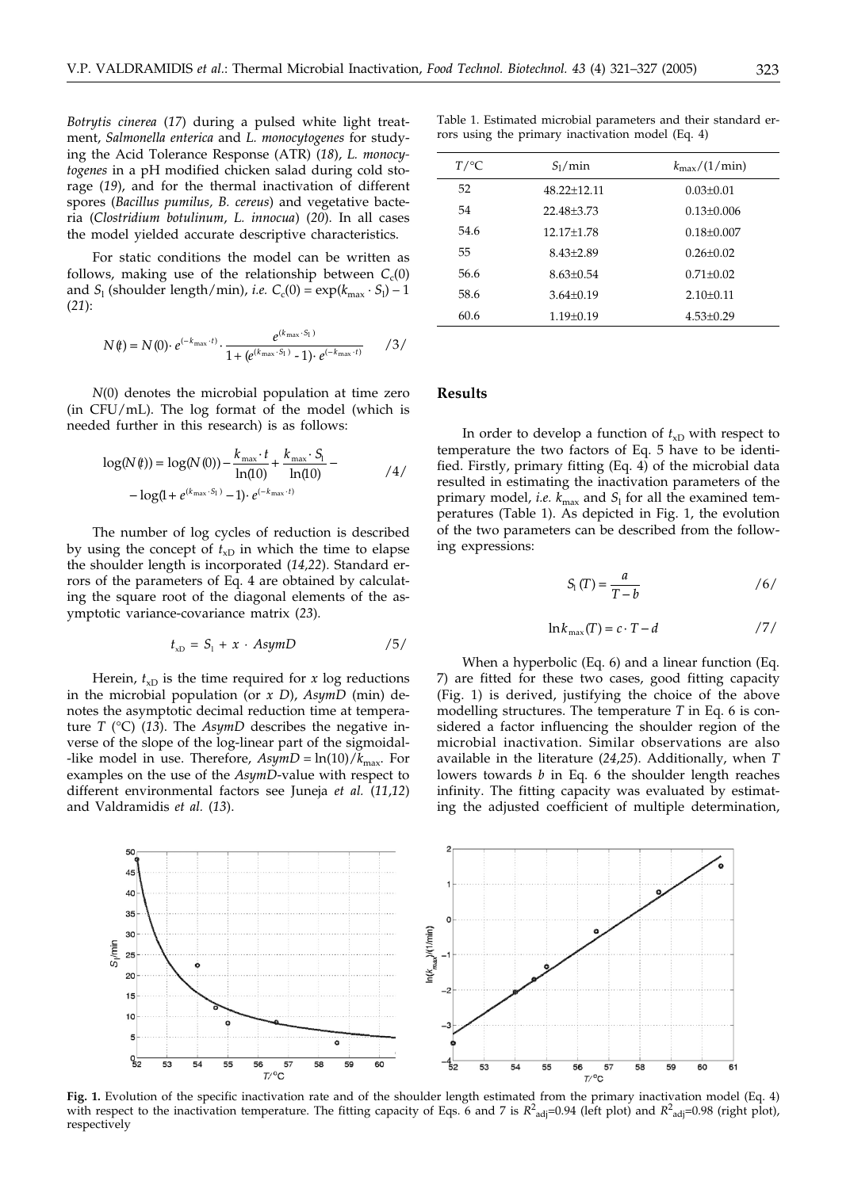*Botrytis cinerea* (*17*) during a pulsed white light treatment, *Salmonella enterica* and *L. monocytogenes* for studying the Acid Tolerance Response (ATR) (*18*), *L. monocytogenes* in a pH modified chicken salad during cold storage (*19*), and for the thermal inactivation of different spores (*Bacillus pumilus*, *B. cereus*) and vegetative bacteria (*Clostridium botulinum*, *L. innocua*) (*20*). In all cases the model yielded accurate descriptive characteristics.

For static conditions the model can be written as follows, making use of the relationship between $C_c(0)$ and $S_l$ (shoulder length/min), *i.e.* $C_c(0) = \exp(k_{max} \cdot S_l) - 1$ (*21*):

$$N(t) = N(0) \cdot e^{(-k_{max} \cdot t)} \cdot \frac{e^{(k_{max} \cdot S_l)}}{1 + (e^{(k_{max} \cdot S_l)} - 1) \cdot e^{(-k_{max} \cdot t)}} \qquad /3/$$

$N(0)$ denotes the microbial population at time zero (in CFU/mL). The log format of the model (which is needed further in this research) is as follows:

$$\log(N(t)) = \log(N(0)) - \frac{k_{max} \cdot t}{\ln(10)} + \frac{k_{max} \cdot S_l}{\ln(10)} - \log(1 + (e^{(k_{max} \cdot S_l)} - 1) \cdot e^{(-k_{max} \cdot t)}) \qquad /4/$$

The number of log cycles of reduction is described by using the concept of $t_{xD}$ in which the time to elapse the shoulder length is incorporated (*14,22*). Standard errors of the parameters of Eq. 4 are obtained by calculating the square root of the diagonal elements of the asymptotic variance-covariance matrix (*23*).

$$t_{xD} = S_l + x \cdot AsymD \qquad /5/$$

Herein, $t_{xD}$ is the time required for $x$ log reductions in the microbial population (or $x$ $D$), $AsymD$ (min) denotes the asymptotic decimal reduction time at temperature $T$ (°C) (*13*). The $AsymD$ describes the negative inverse of the slope of the log-linear part of the sigmoidal-like model in use. Therefore, $AsymD = \ln(10)/k_{max}$. For examples on the use of the $AsymD$-value with respect to different environmental factors see Juneja *et al.* (*11,12*) and Valdramidis *et al.* (*13*).

Table 1. Estimated microbial parameters and their standard errors using the primary inactivation model (Eq. 4)

| $T$/°C | $S_l$/min | $k_{max}$/(1/min) |
|---|---|---|
| 52 | 48.22±12.11 | 0.03±0.01 |
| 54 | 22.48±3.73 | 0.13±0.006 |
| 54.6 | 12.17±1.78 | 0.18±0.007 |
| 55 | 8.43±2.89 | 0.26±0.02 |
| 56.6 | 8.63±0.54 | 0.71±0.02 |
| 58.6 | 3.64±0.19 | 2.10±0.11 |
| 60.6 | 1.19±0.19 | 4.53±0.29 |

## Results

In order to develop a function of $t_{xD}$ with respect to temperature the two factors of Eq. 5 have to be identified. Firstly, primary fitting (Eq. 4) of the microbial data resulted in estimating the inactivation parameters of the primary model, *i.e.* $k_{max}$ and $S_l$ for all the examined temperatures (Table 1). As depicted in Fig. 1, the evolution of the two parameters can be described from the following expressions:

$$S_l(T) = \frac{a}{T - b} \qquad /6/$$

$$\ln k_{max}(T) = c \cdot T - d \qquad /7/$$

When a hyperbolic (Eq. 6) and a linear function (Eq. 7) are fitted for these two cases, good fitting capacity (Fig. 1) is derived, justifying the choice of the above modelling structures. The temperature $T$ in Eq. 6 is considered a factor influencing the shoulder region of the microbial inactivation. Similar observations are also available in the literature (*24,25*). Additionally, when $T$ lowers towards $b$ in Eq. 6 the shoulder length reaches infinity. The fitting capacity was evaluated by estimating the adjusted coefficient of multiple determination,

**Fig. 1.** Evolution of the specific inactivation rate and of the shoulder length estimated from the primary inactivation model (Eq. 4) with respect to the inactivation temperature. The fitting capacity of Eqs. 6 and 7 is $R^2_{adj}$=0.94 (left plot) and $R^2_{adj}$=0.98 (right plot), respectively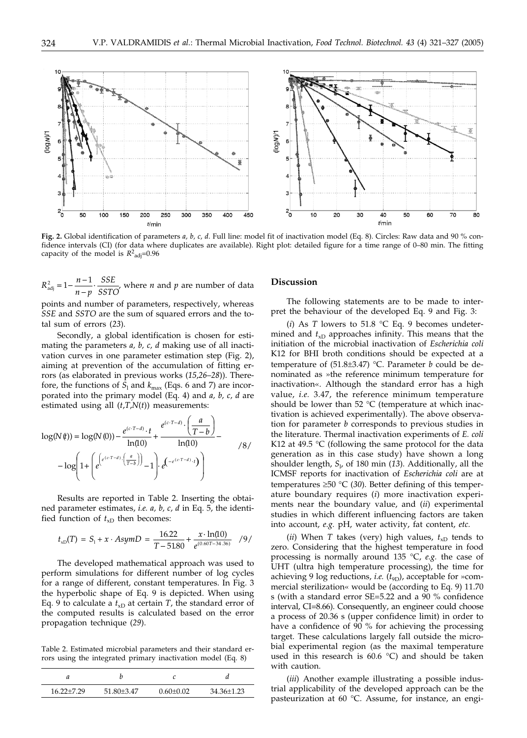**Fig. 2.** Global identification of parameters *a, b, c, d*. Full line: model fit of inactivation model (Eq. 8). Circles: Raw data and 90 % confidence intervals (CI) (for data where duplicates are available). Right plot: detailed figure for a time range of 0–80 min. The fitting capacity of the model is $R^2_{adj}$=0.96

$R^2_{adj} = 1 - \frac{n-1}{n-p} \cdot \frac{SSE}{SSTO}$, where *n* and *p* are number of data points and number of parameters, respectively, whereas *SSE* and *SSTO* are the sum of squared errors and the total sum of errors (*23*).

Secondly, a global identification is chosen for estimating the parameters *a, b, c, d* making use of all inactivation curves in one parameter estimation step (Fig. 2), aiming at prevention of the accumulation of fitting errors (as elaborated in previous works (*15,26–28*)). Therefore, the functions of $S_l$ and $k_{max}$ (Eqs. 6 and 7) are incorporated into the primary model (Eq. 4) and *a, b, c, d* are estimated using all $(t,T,N(t))$ measurements:

$$\log(N(t)) = \log(N(0)) - \frac{e^{(c \cdot T - d)} \cdot t}{\ln(10)} + \frac{e^{(c \cdot T - d)} \cdot \left(\frac{a}{T-b}\right)}{\ln(10)} - \log\left(1 + \left(e^{\left(e^{(c \cdot T - d)} \cdot \left(\frac{a}{T-b}\right)\right)} - 1\right) \cdot e^{\left(-e^{(c \cdot T - d)} \cdot t\right)}\right) \qquad /8/$$

Results are reported in Table 2. Inserting the obtained parameter estimates, *i.e. a, b, c, d* in Eq. 5, the identified function of $t_{xD}$ then becomes:

$$t_{xD}(T) = S_l + x \cdot AsymD = \frac{16.22}{T - 51.80} + \frac{x \cdot \ln(10)}{e^{(0.60T - 34.36)}} \qquad /9/$$

The developed mathematical approach was used to perform simulations for different number of log cycles for a range of different, constant temperatures. In Fig. 3 the hyperbolic shape of Eq. 9 is depicted. When using Eq. 9 to calculate a $t_{xD}$ at certain *T*, the standard error of the computed results is calculated based on the error propagation technique (*29*).

Table 2. Estimated microbial parameters and their standard errors using the integrated primary inactivation model (Eq. 8)

| *a* | *b* | *c* | *d* |
|---|---|---|---|
| 16.22±7.29 | 51.80±3.47 | 0.60±0.02 | 34.36±1.23 |

## Discussion

The following statements are to be made to interpret the behaviour of the developed Eq. 9 and Fig. 3:

(*i*) As *T* lowers to 51.8 °C Eq. 9 becomes undetermined and $t_{xD}$ approaches infinity. This means that the initiation of the microbial inactivation of *Escherichia coli* K12 for BHI broth conditions should be expected at a temperature of (51.8±3.47) °C. Parameter *b* could be denominated as »the reference minimum temperature for inactivation«. Although the standard error has a high value, *i.e.* 3.47, the reference minimum temperature should be lower than 52 °C (temperature at which inactivation is achieved experimentally). The above observation for parameter *b* corresponds to previous studies in the literature. Thermal inactivation experiments of *E. coli* K12 at 49.5 °C (following the same protocol for the data generation as in this case study) have shown a long shoulder length, $S_l$, of 180 min (*13*). Additionally, all the ICMSF reports for inactivation of *Escherichia coli* are at temperatures ≥50 °C (*30*). Better defining of this temperature boundary requires (*i*) more inactivation experiments near the boundary value, and (*ii*) experimental studies in which different influencing factors are taken into account, *e.g.* pH, water activity, fat content, *etc.*

(*ii*) When *T* takes (very) high values, $t_{xD}$ tends to zero. Considering that the highest temperature in food processing is normally around 135 °C, *e.g.* the case of UHT (ultra high temperature processing), the time for achieving 9 log reductions, *i.e.* ($t_{9D}$), acceptable for »commercial sterilization« would be (according to Eq. 9) 11.70 s (with a standard error SE=5.22 and a 90 % confidence interval, CI=8.66). Consequently, an engineer could choose a process of 20.36 s (upper confidence limit) in order to have a confidence of 90 % for achieving the processing target. These calculations largely fall outside the microbial experimental region (as the maximal temperature used in this research is 60.6 °C) and should be taken with caution.

(*iii*) Another example illustrating a possible industrial applicability of the developed approach can be the pasteurization at 60 °C. Assume, for instance, an engi-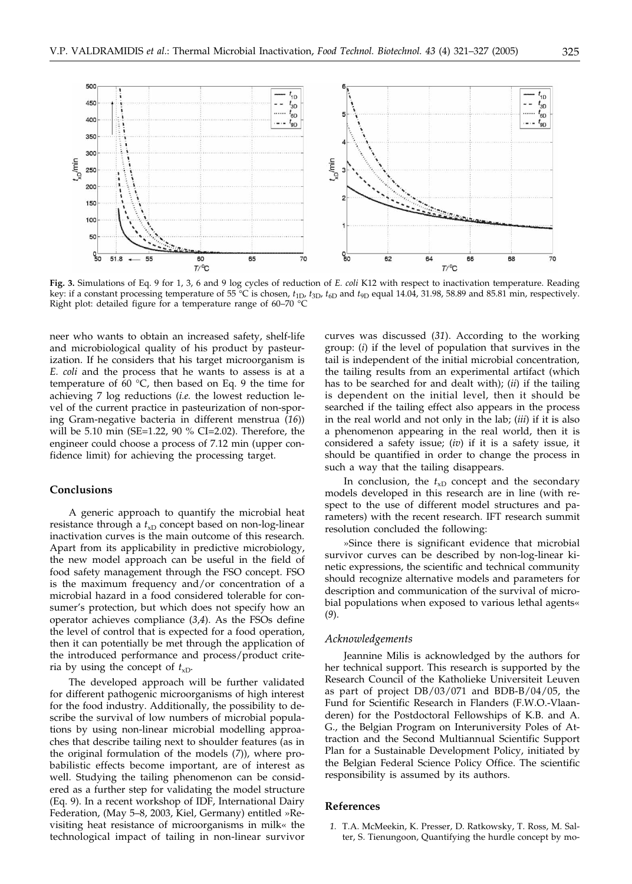**Fig. 3.** Simulations of Eq. 9 for 1, 3, 6 and 9 log cycles of reduction of *E. coli* K12 with respect to inactivation temperature. Reading key: if a constant processing temperature of 55 °C is chosen, $t_{1D}$, $t_{3D}$, $t_{6D}$ and $t_{9D}$ equal 14.04, 31.98, 58.89 and 85.81 min, respectively. Right plot: detailed figure for a temperature range of 60–70 °C

neer who wants to obtain an increased safety, shelf-life and microbiological quality of his product by pasteurization. If he considers that his target microorganism is *E. coli* and the process that he wants to assess is at a temperature of 60 °C, then based on Eq. 9 the time for achieving 7 log reductions (*i.e.* the lowest reduction level of the current practice in pasteurization of non-sporing Gram-negative bacteria in different menstrua (*16*)) will be 5.10 min (SE=1.22, 90 % CI=2.02). Therefore, the engineer could choose a process of 7.12 min (upper confidence limit) for achieving the processing target.

## Conclusions

A generic approach to quantify the microbial heat resistance through a $t_{xD}$ concept based on non-log-linear inactivation curves is the main outcome of this research. Apart from its applicability in predictive microbiology, the new model approach can be useful in the field of food safety management through the FSO concept. FSO is the maximum frequency and/or concentration of a microbial hazard in a food considered tolerable for consumer's protection, but which does not specify how an operator achieves compliance (*3,4*). As the FSOs define the level of control that is expected for a food operation, then it can potentially be met through the application of the introduced performance and process/product criteria by using the concept of $t_{xD}$.

The developed approach will be further validated for different pathogenic microorganisms of high interest for the food industry. Additionally, the possibility to describe the survival of low numbers of microbial populations by using non-linear microbial modelling approaches that describe tailing next to shoulder features (as in the original formulation of the models (*7*)), where probabilistic effects become important, are of interest as well. Studying the tailing phenomenon can be considered as a further step for validating the model structure (Eq. 9). In a recent workshop of IDF, International Dairy Federation, (May 5–8, 2003, Kiel, Germany) entitled »Revisiting heat resistance of microorganisms in milk« the technological impact of tailing in non-linear survivor curves was discussed (*31*). According to the working group: (*i*) if the level of population that survives in the tail is independent of the initial microbial concentration, the tailing results from an experimental artifact (which has to be searched for and dealt with); (*ii*) if the tailing is dependent on the initial level, then it should be searched if the tailing effect also appears in the process in the real world and not only in the lab; (*iii*) if it is also a phenomenon appearing in the real world, then it is considered a safety issue; (*iv*) if it is a safety issue, it should be quantified in order to change the process in such a way that the tailing disappears.

In conclusion, the $t_{xD}$ concept and the secondary models developed in this research are in line (with respect to the use of different model structures and parameters) with the recent research. IFT research summit resolution concluded the following:

»Since there is significant evidence that microbial survivor curves can be described by non-log-linear kinetic expressions, the scientific and technical community should recognize alternative models and parameters for description and communication of the survival of microbial populations when exposed to various lethal agents« (*9*).

### *Acknowledgements*

Jeannine Milis is acknowledged by the authors for her technical support. This research is supported by the Research Council of the Katholieke Universiteit Leuven as part of project DB/03/071 and BDB-B/04/05, the Fund for Scientific Research in Flanders (F.W.O.-Vlaanderen) for the Postdoctoral Fellowships of K.B. and A. G., the Belgian Program on Interuniversity Poles of Attraction and the Second Multiannual Scientific Support Plan for a Sustainable Development Policy, initiated by the Belgian Federal Science Policy Office. The scientific responsibility is assumed by its authors.

## References

*1.* T.A. McMeekin, K. Presser, D. Ratkowsky, T. Ross, M. Salter, S. Tienungoon, Quantifying the hurdle concept by mo-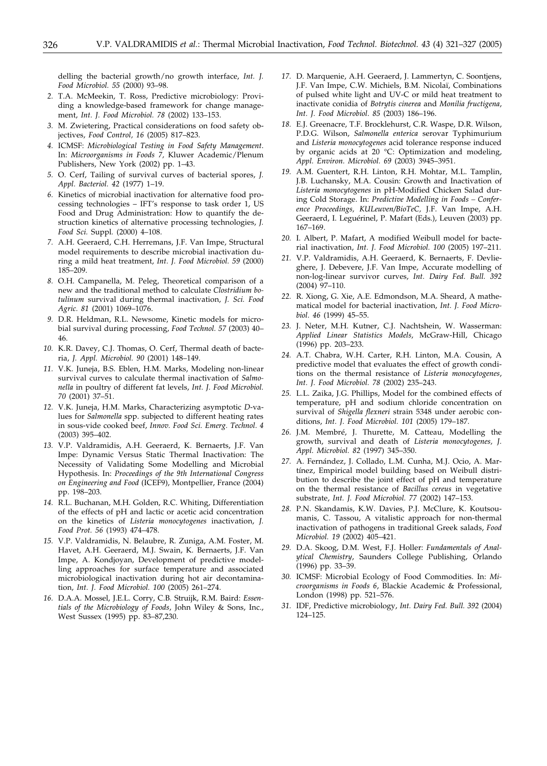delling the bacterial growth/no growth interface, *Int. J. Food Microbiol. 55* (2000) 93–98.

2. T.A. McMeekin, T. Ross, Predictive microbiology: Providing a knowledge-based framework for change management, *Int. J. Food Microbiol. 78* (2002) 133–153.
3. M. Zwietering, Practical considerations on food safety objectives, *Food Control, 16* (2005) 817–823.
4. ICMSF: *Microbiological Testing in Food Safety Management*. In: *Microorganisms in Foods 7*, Kluwer Academic/Plenum Publishers, New York (2002) pp. 1–43.
5. O. Cerf, Tailing of survival curves of bacterial spores, *J. Appl. Bacteriol. 42* (1977) 1–19.
6. Kinetics of microbial inactivation for alternative food processing technologies – IFT's response to task order 1, US Food and Drug Administration: How to quantify the destruction kinetics of alternative processing technologies, *J. Food Sci.* Suppl. (2000) 4–108.
7. A.H. Geeraerd, C.H. Herremans, J.F. Van Impe, Structural model requirements to describe microbial inactivation during a mild heat treatment, *Int. J. Food Microbiol. 59* (2000) 185–209.
8. O.H. Campanella, M. Peleg, Theoretical comparison of a new and the traditional method to calculate *Clostridium botulinum* survival during thermal inactivation, *J. Sci. Food Agric. 81* (2001) 1069–1076.
9. D.R. Heldman, R.L. Newsome, Kinetic models for microbial survival during processing, *Food Technol. 57* (2003) 40–46.
10. K.R. Davey, C.J. Thomas, O. Cerf, Thermal death of bacteria, *J. Appl. Microbiol. 90* (2001) 148–149.
11. V.K. Juneja, B.S. Eblen, H.M. Marks, Modeling non-linear survival curves to calculate thermal inactivation of *Salmonella* in poultry of different fat levels, *Int. J. Food Microbiol. 70* (2001) 37–51.
12. V.K. Juneja, H.M. Marks, Characterizing asymptotic *D*-values for *Salmonella* spp. subjected to different heating rates in sous-vide cooked beef, *Innov. Food Sci. Emerg. Technol. 4* (2003) 395–402.
13. V.P. Valdramidis, A.H. Geeraerd, K. Bernaerts, J.F. Van Impe: Dynamic Versus Static Thermal Inactivation: The Necessity of Validating Some Modelling and Microbial Hypothesis. In: *Proceedings of the 9th International Congress on Engineering and Food* (ICEF9), Montpellier, France (2004) pp. 198–203.
14. R.L. Buchanan, M.H. Golden, R.C. Whiting, Differentiation of the effects of pH and lactic or acetic acid concentration on the kinetics of *Listeria monocytogenes* inactivation, *J. Food Prot. 56* (1993) 474–478.
15. V.P. Valdramidis, N. Belaubre, R. Zuniga, A.M. Foster, M. Havet, A.H. Geeraerd, M.J. Swain, K. Bernaerts, J.F. Van Impe, A. Kondjoyan, Development of predictive modelling approaches for surface temperature and associated microbiological inactivation during hot air decontamination, *Int. J. Food Microbiol. 100* (2005) 261–274.
16. D.A.A. Mossel, J.E.L. Corry, C.B. Struijk, R.M. Baird: *Essentials of the Microbiology of Foods*, John Wiley & Sons, Inc., West Sussex (1995) pp. 83–87,230.
17. D. Marquenie, A.H. Geeraerd, J. Lammertyn, C. Soontjens, J.F. Van Impe, C.W. Michiels, B.M. Nicolaï, Combinations of pulsed white light and UV-C or mild heat treatment to inactivate conidia of *Botrytis cinerea* and *Monilia fructigena*, *Int. J. Food Microbiol. 85* (2003) 186–196.
18. E.J. Greenacre, T.F. Brocklehurst, C.R. Waspe, D.R. Wilson, P.D.G. Wilson, *Salmonella enterica* serovar Typhimurium and *Listeria monocytogenes* acid tolerance response induced by organic acids at 20 °C: Optimization and modeling, *Appl. Environ. Microbiol. 69* (2003) 3945–3951.
19. A.M. Guentert, R.H. Linton, R.H. Mohtar, M.L. Tamplin, J.B. Luchansky, M.A. Cousin: Growth and Inactivation of *Listeria monocytogenes* in pH-Modified Chicken Salad during Cold Storage. In: *Predictive Modelling in Foods – Conference Proceedings, KULeuven/BioTeC*, J.F. Van Impe, A.H. Geeraerd, I. Leguérinel, P. Mafart (Eds.), Leuven (2003) pp. 167–169.
20. I. Albert, P. Mafart, A modified Weibull model for bacterial inactivation, *Int. J. Food Microbiol. 100* (2005) 197–211.
21. V.P. Valdramidis, A.H. Geeraerd, K. Bernaerts, F. Devlieghere, J. Debevere, J.F. Van Impe, Accurate modelling of non-log-linear survivor curves, *Int. Dairy Fed. Bull. 392* (2004) 97–110.
22. R. Xiong, G. Xie, A.E. Edmondson, M.A. Sheard, A mathematical model for bacterial inactivation, *Int. J. Food Microbiol. 46* (1999) 45–55.
23. J. Neter, M.H. Kutner, C.J. Nachtshein, W. Wasserman: *Applied Linear Statistics Models*, McGraw-Hill, Chicago (1996) pp. 203–233.
24. A.T. Chabra, W.H. Carter, R.H. Linton, M.A. Cousin, A predictive model that evaluates the effect of growth conditions on the thermal resistance of *Listeria monocytogenes*, *Int. J. Food Microbiol. 78* (2002) 235–243.
25. L.L. Zaika, J.G. Phillips, Model for the combined effects of temperature, pH and sodium chloride concentration on survival of *Shigella flexneri* strain 5348 under aerobic conditions, *Int. J. Food Microbiol. 101* (2005) 179–187.
26. J.M. Membré, J. Thurette, M. Catteau, Modelling the growth, survival and death of *Listeria monocytogenes, J. Appl. Microbiol. 82* (1997) 345–350.
27. A. Fernández, J. Collado, L.M. Cunha, M.J. Ocio, A. Martínez, Empirical model building based on Weibull distribution to describe the joint effect of pH and temperature on the thermal resistance of *Bacillus cereus* in vegetative substrate, *Int. J. Food Microbiol. 77* (2002) 147–153.
28. P.N. Skandamis, K.W. Davies, P.J. McClure, K. Koutsoumanis, C. Tassou, A vitalistic approach for non-thermal inactivation of pathogens in traditional Greek salads, *Food Microbiol. 19* (2002) 405–421.
29. D.A. Skoog, D.M. West, F.J. Holler: *Fundamentals of Analytical Chemistry*, Saunders College Publishing, Orlando (1996) pp. 33–39.
30. ICMSF: Microbial Ecology of Food Commodities. In: *Microorganisms in Foods 6*, Blackie Academic & Professional, London (1998) pp. 521–576.
31. IDF, Predictive microbiology, *Int. Dairy Fed. Bull. 392* (2004) 124–125.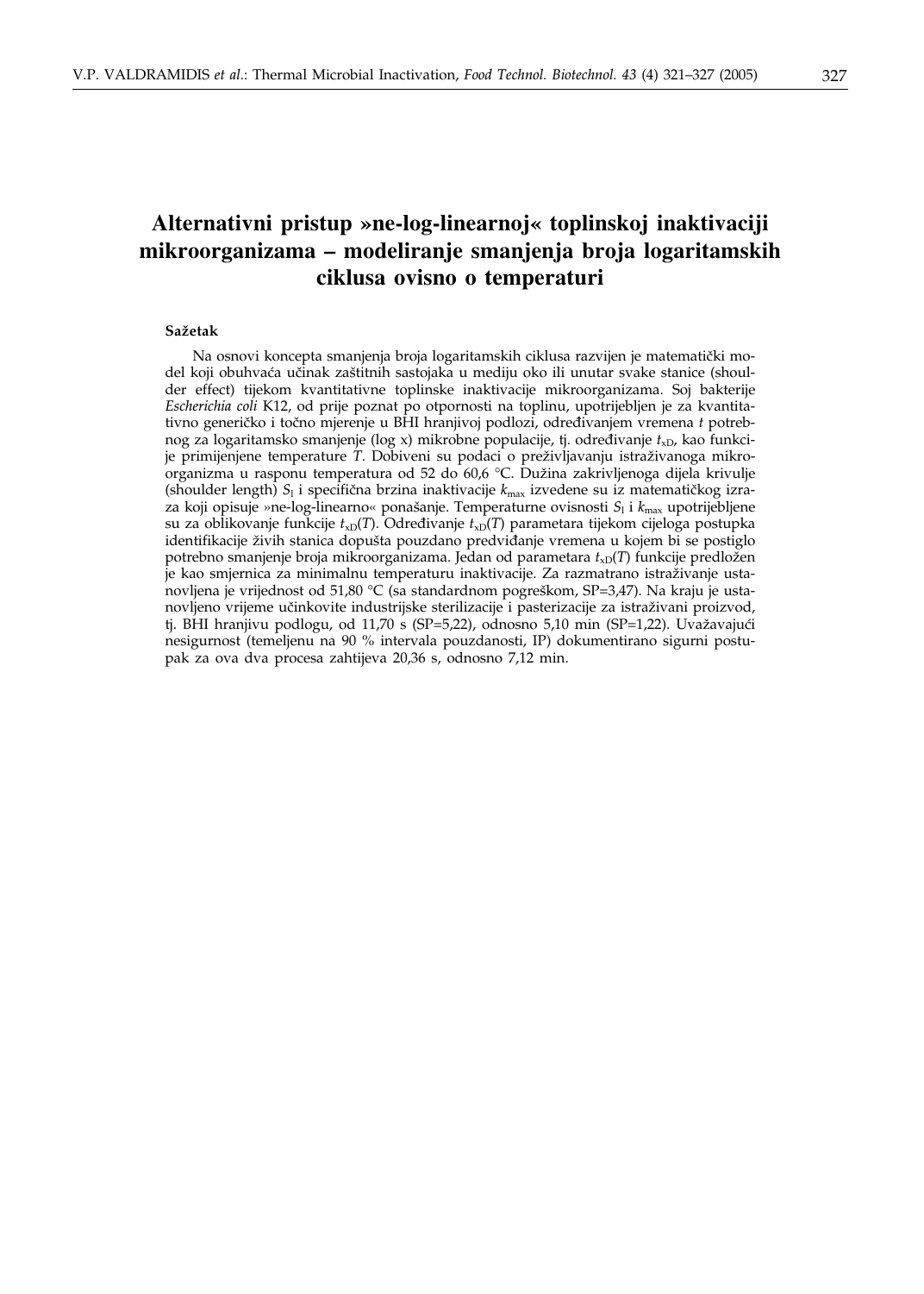# Alternativni pristup »ne-log-linearnoj« toplinskoj inaktivaciji mikroorganizama – modeliranje smanjenja broja logaritamskih ciklusa ovisno o temperaturi

## Sažetak

Na osnovi koncepta smanjenja broja logaritamskih ciklusa razvijen je matematički model koji obuhvaća učinak zaštitnih sastojaka u mediju oko ili unutar svake stanice (shoulder effect) tijekom kvantitativne toplinske inaktivacije mikroorganizama. Soj bakterije *Escherichia coli* K12, od prije poznat po otpornosti na toplinu, upotrijebljen je za kvantitativno generičko i točno mjerenje u BHI hranjivoj podlozi, određivanjem vremena $t$ potrebnog za logaritamsko smanjenje (log x) mikrobne populacije, tj. određivanje $t_{xD}$, kao funkcije primijenjene temperature $T$. Dobiveni su podaci o preživljavanju istraživanoga mikroorganizma u rasponu temperatura od 52 do 60,6 °C. Dužina zakrivljenoga dijela krivulje (shoulder length) $S_l$ i specifična brzina inaktivacije $k_{max}$ izvedene su iz matematičkog izraza koji opisuje »ne-log-linearno« ponašanje. Temperaturne ovisnosti $S_l$ i $k_{max}$ upotrijebljene su za oblikovanje funkcije $t_{xD}(T)$. Određivanje $t_{xD}(T)$ parametara tijekom cijeloga postupka identifikacije živih stanica dopušta pouzdano predviđanje vremena u kojem bi se postiglo potrebno smanjenje broja mikroorganizama. Jedan od parametara $t_{xD}(T)$ funkcije predložen je kao smjernica za minimalnu temperaturu inaktivacije. Za razmatrano istraživanje ustanovljena je vrijednost od 51,80 °C (sa standardnom pogreškom, SP=3,47). Na kraju je ustanovljeno vrijeme učinkovite industrijske sterilizacije i pasterizacije za istraživani proizvod, tj. BHI hranjivu podlogu, od 11,70 s (SP=5,22), odnosno 5,10 min (SP=1,22). Uvažavajući nesigurnost (temeljenu na 90 % intervala pouzdanosti, IP) dokumentirano sigurni postupak za ova dva procesa zahtijeva 20,36 s, odnosno 7,12 min.